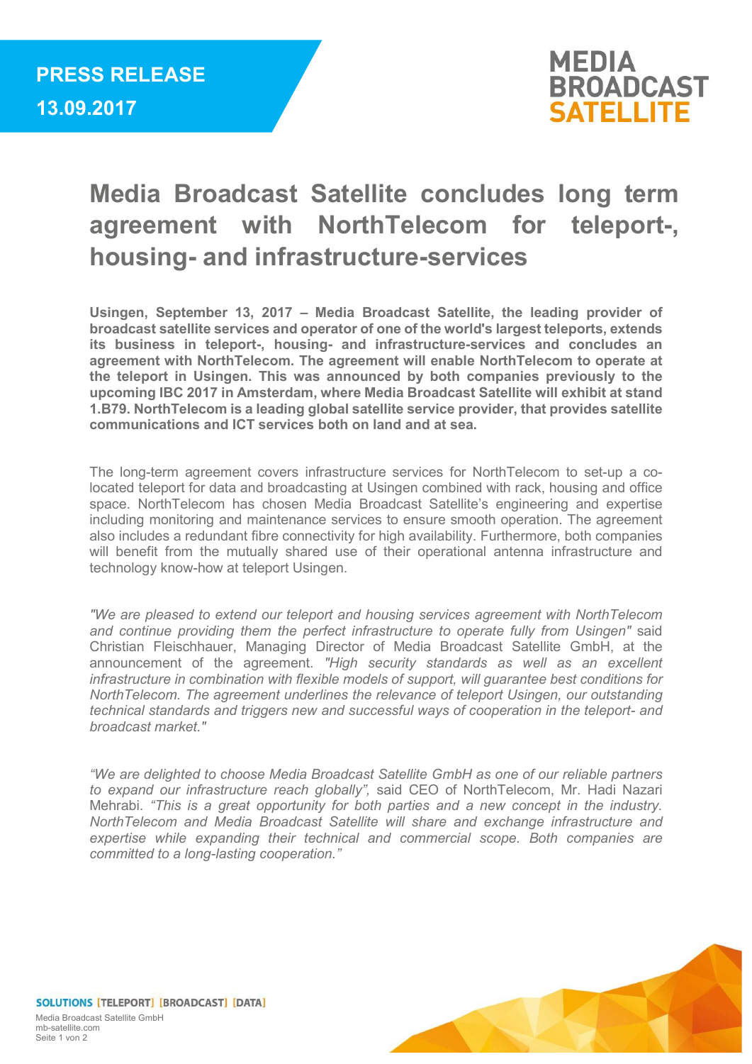**PRESS RELEASE**
**13.09.2017**

MEDIA BROADCAST SATELLITE

# Media Broadcast Satellite concludes long term agreement with NorthTelecom for teleport-, housing- and infrastructure-services

**Usingen, September 13, 2017 – Media Broadcast Satellite, the leading provider of broadcast satellite services and operator of one of the world's largest teleports, extends its business in teleport-, housing- and infrastructure-services and concludes an agreement with NorthTelecom. The agreement will enable NorthTelecom to operate at the teleport in Usingen. This was announced by both companies previously to the upcoming IBC 2017 in Amsterdam, where Media Broadcast Satellite will exhibit at stand 1.B79. NorthTelecom is a leading global satellite service provider, that provides satellite communications and ICT services both on land and at sea.**

The long-term agreement covers infrastructure services for NorthTelecom to set-up a co-located teleport for data and broadcasting at Usingen combined with rack, housing and office space. NorthTelecom has chosen Media Broadcast Satellite's engineering and expertise including monitoring and maintenance services to ensure smooth operation. The agreement also includes a redundant fibre connectivity for high availability. Furthermore, both companies will benefit from the mutually shared use of their operational antenna infrastructure and technology know-how at teleport Usingen.

*"We are pleased to extend our teleport and housing services agreement with NorthTelecom and continue providing them the perfect infrastructure to operate fully from Usingen"* said Christian Fleischhauer, Managing Director of Media Broadcast Satellite GmbH, at the announcement of the agreement. *"High security standards as well as an excellent infrastructure in combination with flexible models of support, will guarantee best conditions for NorthTelecom. The agreement underlines the relevance of teleport Usingen, our outstanding technical standards and triggers new and successful ways of cooperation in the teleport- and broadcast market."*

*"We are delighted to choose Media Broadcast Satellite GmbH as one of our reliable partners to expand our infrastructure reach globally"*, said CEO of NorthTelecom, Mr. Hadi Nazari Mehrabi. *"This is a great opportunity for both parties and a new concept in the industry. NorthTelecom and Media Broadcast Satellite will share and exchange infrastructure and expertise while expanding their technical and commercial scope. Both companies are committed to a long-lasting cooperation."*

SOLUTIONS [TELEPORT] [BROADCAST] [DATA]

Media Broadcast Satellite GmbH
mb-satellite.com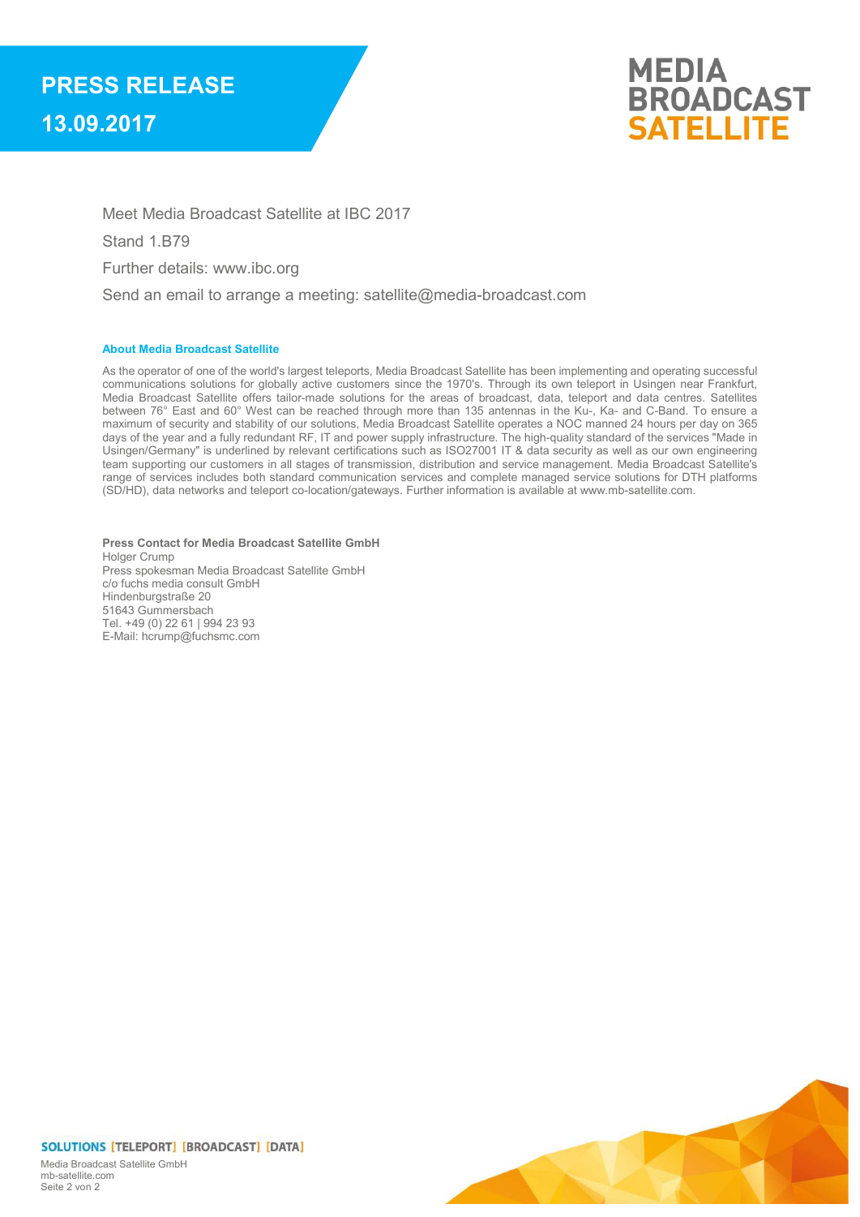Meet Media Broadcast Satellite at IBC 2017

Stand 1.B79

Further details: www.ibc.org

Send an email to arrange a meeting: satellite@media-broadcast.com

### About Media Broadcast Satellite

As the operator of one of the world's largest teleports, Media Broadcast Satellite has been implementing and operating successful communications solutions for globally active customers since the 1970's. Through its own teleport in Usingen near Frankfurt, Media Broadcast Satellite offers tailor-made solutions for the areas of broadcast, data, teleport and data centres. Satellites between 76° East and 60° West can be reached through more than 135 antennas in the Ku-, Ka- and C-Band. To ensure a maximum of security and stability of our solutions, Media Broadcast Satellite operates a NOC manned 24 hours per day on 365 days of the year and a fully redundant RF, IT and power supply infrastructure. The high-quality standard of the services "Made in Usingen/Germany" is underlined by relevant certifications such as ISO27001 IT & data security as well as our own engineering team supporting our customers in all stages of transmission, distribution and service management. Media Broadcast Satellite's range of services includes both standard communication services and complete managed service solutions for DTH platforms (SD/HD), data networks and teleport co-location/gateways. Further information is available at www.mb-satellite.com.

**Press Contact for Media Broadcast Satellite GmbH**
Holger Crump
Press spokesman Media Broadcast Satellite GmbH
c/o fuchs media consult GmbH
Hindenburgstraße 20
51643 Gummersbach
Tel. +49 (0) 22 61 | 994 23 93
E-Mail: hcrump@fuchsmc.com